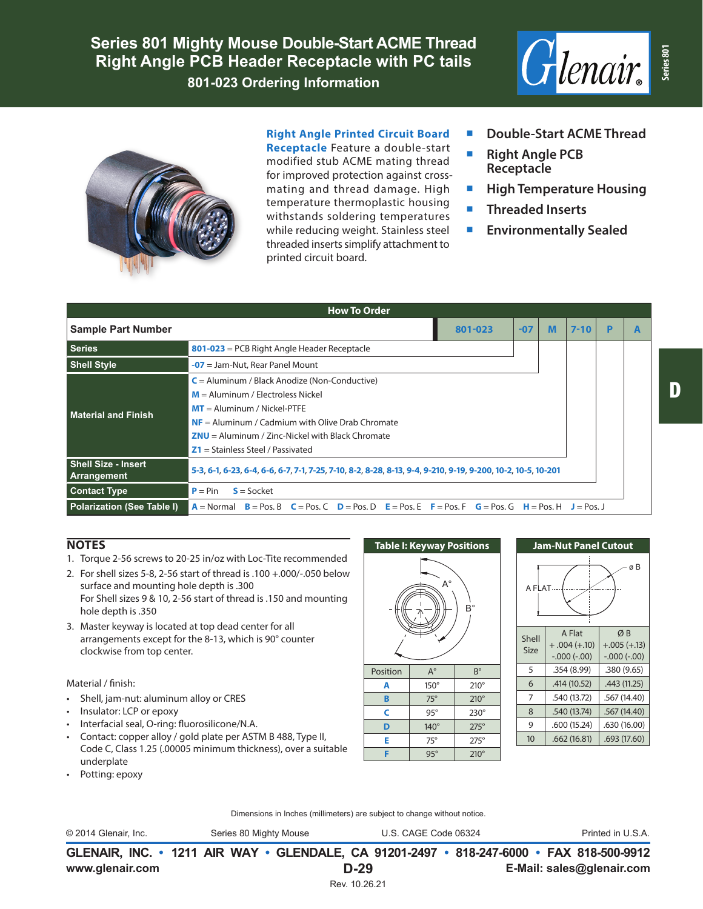# Series 801 Mighty Mouse Double-Start ACME Thread Right Angle PCB Header Receptacle with PC tails

## 801-023 Ordering Information

**Right Angle Printed Circuit Board Receptacle** Feature a double-start modified stub ACME mating thread for improved protection against cross-mating and thread damage. High temperature thermoplastic housing withstands soldering temperatures while reducing weight. Stainless steel threaded inserts simplify attachment to printed circuit board.

- Double-Start ACME Thread
- Right Angle PCB Receptacle
- High Temperature Housing
- Threaded Inserts
- Environmentally Sealed

### How To Order

| Sample Part Number | 801-023 | -07 | M | 7-10 | P | A |
|---|---|---|---|---|---|---|
| **Series** | **801-023** = PCB Right Angle Header Receptacle | | | | | |
| **Shell Style** | **-07** = Jam-Nut, Rear Panel Mount | | | | | |
| **Material and Finish** | **C** = Aluminum / Black Anodize (Non-Conductive)<br>**M** = Aluminum / Electroless Nickel<br>**MT** = Aluminum / Nickel-PTFE<br>**NF** = Aluminum / Cadmium with Olive Drab Chromate<br>**ZNU** = Aluminum / Zinc-Nickel with Black Chromate<br>**Z1** = Stainless Steel / Passivated | | | | | |
| **Shell Size - Insert Arrangement** | 5-3, 6-1, 6-23, 6-4, 6-6, 6-7, 7-1, 7-25, 7-10, 8-2, 8-28, 8-13, 9-4, 9-210, 9-19, 9-200, 10-2, 10-5, 10-201 | | | | | |
| **Contact Type** | **P** = Pin **S** = Socket | | | | | |
| **Polarization (See Table I)** | **A** = Normal **B** = Pos. B **C** = Pos. C **D** = Pos. D **E** = Pos. E **F** = Pos. F **G** = Pos. G **H** = Pos. H **J** = Pos. J | | | | | |

## NOTES

1. Torque 2-56 screws to 20-25 in/oz with Loc-Tite recommended
2. For shell sizes 5-8, 2-56 start of thread is .100 +.000/-.050 below surface and mounting hole depth is .300
   For Shell sizes 9 & 10, 2-56 start of thread is .150 and mounting hole depth is .350
3. Master keyway is located at top dead center for all arrangements except for the 8-13, which is 90° counter clockwise from top center.

Material / finish:

- Shell, jam-nut: aluminum alloy or CRES
- Insulator: LCP or epoxy
- Interfacial seal, O-ring: fluorosilicone/N.A.
- Contact: copper alloy / gold plate per ASTM B 488, Type II, Code C, Class 1.25 (.00005 minimum thickness), over a suitable underplate
- Potting: epoxy

### Table I: Keyway Positions

| Position | A° | B° |
|---|---|---|
| **A** | 150° | 210° |
| **B** | 75° | 210° |
| **C** | 95° | 230° |
| **D** | 140° | 275° |
| **E** | 75° | 275° |
| **F** | 95° | 210° |

### Jam-Nut Panel Cutout

| Shell Size | A Flat + .004 (+.10) -.000 (-.00) | Ø B +.005 (+.13) -.000 (-.00) |
|---|---|---|
| 5 | .354 (8.99) | .380 (9.65) |
| 6 | .414 (10.52) | .443 (11.25) |
| 7 | .540 (13.72) | .567 (14.40) |
| 8 | .540 (13.74) | .567 (14.40) |
| 9 | .600 (15.24) | .630 (16.00) |
| 10 | .662 (16.81) | .693 (17.60) |

Dimensions in Inches (millimeters) are subject to change without notice.

© 2014 Glenair, Inc. Series 80 Mighty Mouse U.S. CAGE Code 06324 Printed in U.S.A.

**GLENAIR, INC. • 1211 AIR WAY • GLENDALE, CA 91201-2497 • 818-247-6000 • FAX 818-500-9912**

**www.glenair.com** **E-Mail: sales@glenair.com**

Rev. 10.26.21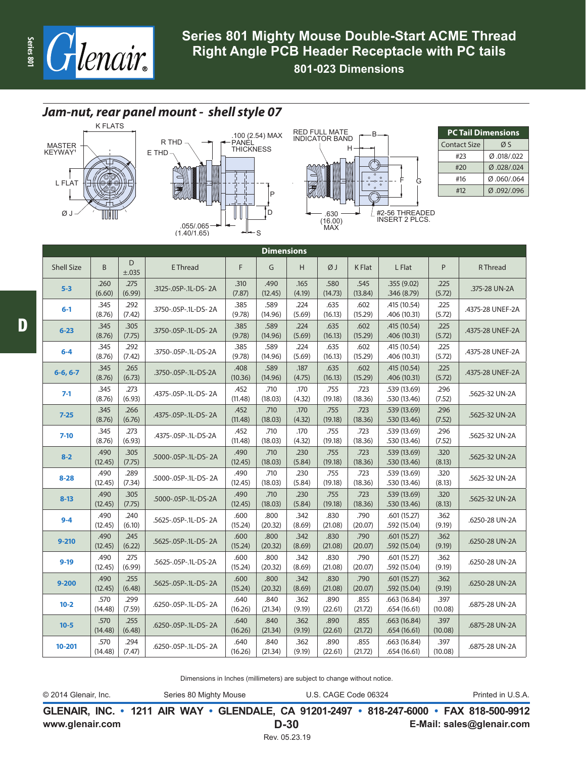# Series 801 Mighty Mouse Double-Start ACME Thread Right Angle PCB Header Receptacle with PC tails

## 801-023 Dimensions

### *Jam-nut, rear panel mount - shell style 07*

K FLATS

MASTER KEYWAY[1]

L FLAT

Ø J

R THD

E THD

.100 (2.54) MAX PANEL THICKNESS

P

D

.055/.065 (1.40/1.65)

S

RED FULL MATE INDICATOR BAND

B

H

F

G

.630 (16.00) MAX

#2-56 THREADED INSERT 2 PLCS.

| PC Tail Dimensions | |
|---|---|
| Contact Size | Ø S |
| #23 | Ø .018/.022 |
| #20 | Ø .028/.024 |
| #16 | Ø .060/.064 |
| #12 | Ø .092/.096 |

| Shell Size | B | D ±.035 | E Thread | F | G | H | Ø J | K Flat | L Flat | P | R Thread |
|---|---|---|---|---|---|---|---|---|---|---|---|
| 5-3 | .260 (6.60) | .275 (6.99) | .3125-.05P-.1L-DS- 2A | .310 (7.87) | .490 (12.45) | .165 (4.19) | .580 (14.73) | .545 (13.84) | .355 (9.02) .346 (8.79) | .225 (5.72) | .375-28 UN-2A |
| 6-1 | .345 (8.76) | .292 (7.42) | .3750-.05P-.1L-DS- 2A | .385 (9.78) | .589 (14.96) | .224 (5.69) | .635 (16.13) | .602 (15.29) | .415 (10.54) .406 (10.31) | .225 (5.72) | .4375-28 UNEF-2A |
| 6-23 | .345 (8.76) | .305 (7.75) | .3750-.05P-.1L-DS- 2A | .385 (9.78) | .589 (14.96) | .224 (5.69) | .635 (16.13) | .602 (15.29) | .415 (10.54) .406 (10.31) | .225 (5.72) | .4375-28 UNEF-2A |
| 6-4 | .345 (8.76) | .292 (7.42) | .3750-.05P-.1L-DS-2A | .385 (9.78) | .589 (14.96) | .224 (5.69) | .635 (16.13) | .602 (15.29) | .415 (10.54) .406 (10.31) | .225 (5.72) | .4375-28 UNEF-2A |
| 6-6, 6-7 | .345 (8.76) | .265 (6.73) | .3750-.05P-.1L-DS-2A | .408 (10.36) | .589 (14.96) | .187 (4.75) | .635 (16.13) | .602 (15.29) | .415 (10.54) .406 (10.31) | .225 (5.72) | .4375-28 UNEF-2A |
| 7-1 | .345 (8.76) | .273 (6.93) | .4375-.05P-.1L-DS- 2A | .452 (11.48) | .710 (18.03) | .170 (4.32) | .755 (19.18) | .723 (18.36) | .539 (13.69) .530 (13.46) | .296 (7.52) | .5625-32 UN-2A |
| 7-25 | .345 (8.76) | .266 (6.76) | .4375-.05P-.1L-DS- 2A | .452 (11.48) | .710 (18.03) | .170 (4.32) | .755 (19.18) | .723 (18.36) | .539 (13.69) .530 (13.46) | .296 (7.52) | .5625-32 UN-2A |
| 7-10 | .345 (8.76) | .273 (6.93) | .4375-.05P-.1L-DS-2A | .452 (11.48) | .710 (18.03) | .170 (4.32) | .755 (19.18) | .723 (18.36) | .539 (13.69) .530 (13.46) | .296 (7.52) | .5625-32 UN-2A |
| 8-2 | .490 (12.45) | .305 (7.75) | .5000-.05P-.1L-DS- 2A | .490 (12.45) | .710 (18.03) | .230 (5.84) | .755 (19.18) | .723 (18.36) | .539 (13.69) .530 (13.46) | .320 (8.13) | .5625-32 UN-2A |
| 8-28 | .490 (12.45) | .289 (7.34) | .5000-.05P-.1L-DS- 2A | .490 (12.45) | .710 (18.03) | .230 (5.84) | .755 (19.18) | .723 (18.36) | .539 (13.69) .530 (13.46) | .320 (8.13) | .5625-32 UN-2A |
| 8-13 | .490 (12.45) | .305 (7.75) | .5000-.05P-.1L-DS-2A | .490 (12.45) | .710 (18.03) | .230 (5.84) | .755 (19.18) | .723 (18.36) | .539 (13.69) .530 (13.46) | .320 (8.13) | .5625-32 UN-2A |
| 9-4 | .490 (12.45) | .240 (6.10) | .5625-.05P-.1L-DS- 2A | .600 (15.24) | .800 (20.32) | .342 (8.69) | .830 (21.08) | .790 (20.07) | .601 (15.27) .592 (15.04) | .362 (9.19) | .6250-28 UN-2A |
| 9-210 | .490 (12.45) | .245 (6.22) | .5625-.05P-.1L-DS- 2A | .600 (15.24) | .800 (20.32) | .342 (8.69) | .830 (21.08) | .790 (20.07) | .601 (15.27) .592 (15.04) | .362 (9.19) | .6250-28 UN-2A |
| 9-19 | .490 (12.45) | .275 (6.99) | .5625-.05P-.1L-DS-2A | .600 (15.24) | .800 (20.32) | .342 (8.69) | .830 (21.08) | .790 (20.07) | .601 (15.27) .592 (15.04) | .362 (9.19) | .6250-28 UN-2A |
| 9-200 | .490 (12.45) | .255 (6.48) | .5625-.05P-.1L-DS- 2A | .600 (15.24) | .800 (20.32) | .342 (8.69) | .830 (21.08) | .790 (20.07) | .601 (15.27) .592 (15.04) | .362 (9.19) | .6250-28 UN-2A |
| 10-2 | .570 (14.48) | .299 (7.59) | .6250-.05P-.1L-DS- 2A | .640 (16.26) | .840 (21.34) | .362 (9.19) | .890 (22.61) | .855 (21.72) | .663 (16.84) .654 (16.61) | .397 (10.08) | .6875-28 UN-2A |
| 10-5 | .570 (14.48) | .255 (6.48) | .6250-.05P-.1L-DS- 2A | .640 (16.26) | .840 (21.34) | .362 (9.19) | .890 (22.61) | .855 (21.72) | .663 (16.84) .654 (16.61) | .397 (10.08) | .6875-28 UN-2A |
| 10-201 | .570 (14.48) | .294 (7.47) | .6250-.05P-.1L-DS- 2A | .640 (16.26) | .840 (21.34) | .362 (9.19) | .890 (22.61) | .855 (21.72) | .663 (16.84) .654 (16.61) | .397 (10.08) | .6875-28 UN-2A |

Dimensions in Inches (millimeters) are subject to change without notice.

© 2014 Glenair, Inc. Series 80 Mighty Mouse U.S. CAGE Code 06324 Printed in U.S.A.

**GLENAIR, INC. • 1211 AIR WAY • GLENDALE, CA 91201-2497 • 818-247-6000 • FAX 818-500-9912**

**www.glenair.com** **D-30** **E-Mail: sales@glenair.com**

Rev. 05.23.19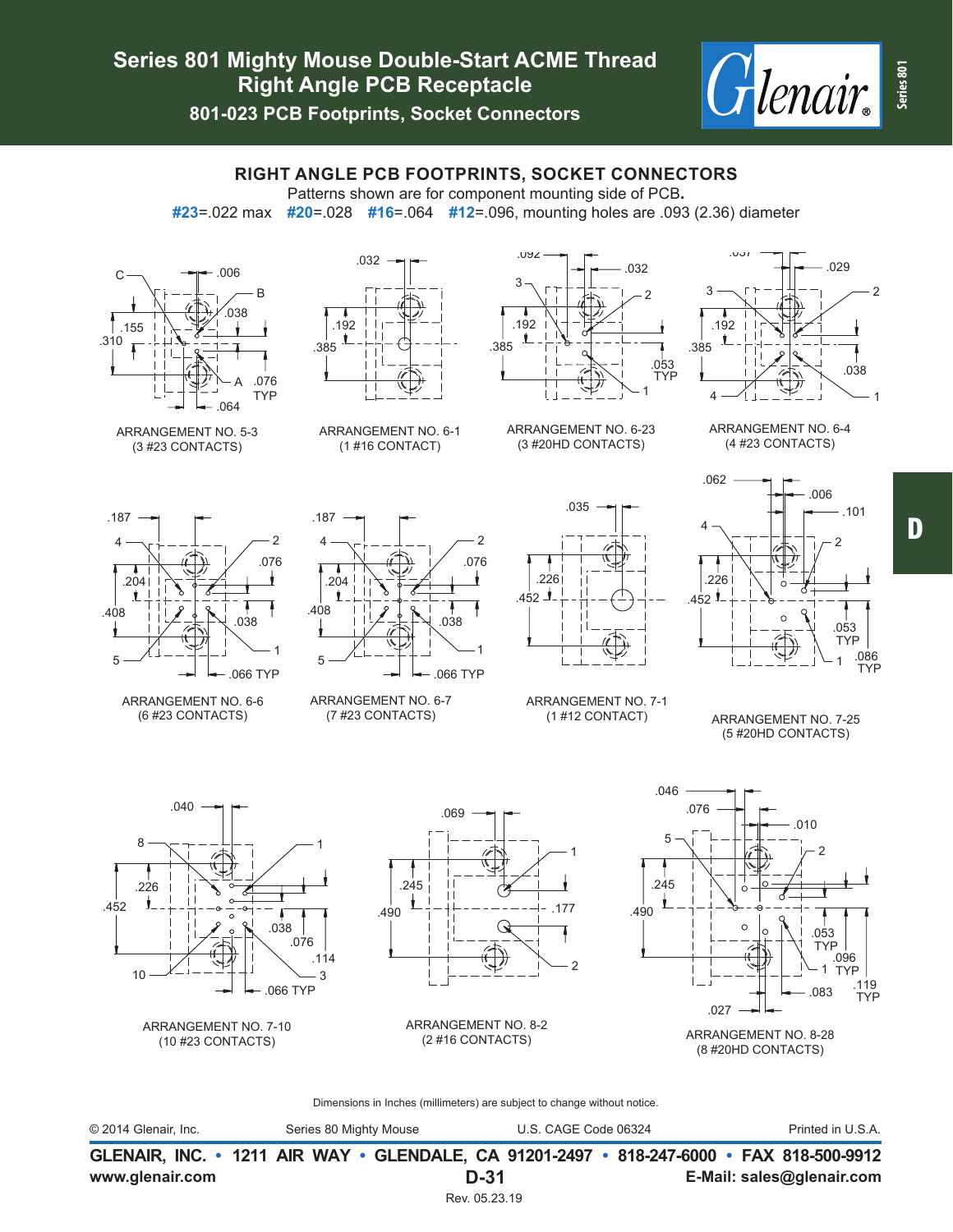# Series 801 Mighty Mouse Double-Start ACME Thread Right Angle PCB Receptacle

## 801-023 PCB Footprints, Socket Connectors

### RIGHT ANGLE PCB FOOTPRINTS, SOCKET CONNECTORS

Patterns shown are for component mounting side of PCB.

**#23**=.022 max **#20**=.028 **#16**=.064 **#12**=.096, mounting holes are .093 (2.36) diameter

ARRANGEMENT NO. 5-3
(3 #23 CONTACTS)

ARRANGEMENT NO. 6-1
(1 #16 CONTACT)

ARRANGEMENT NO. 6-23
(3 #20HD CONTACTS)

ARRANGEMENT NO. 6-4
(4 #23 CONTACTS)

ARRANGEMENT NO. 6-6
(6 #23 CONTACTS)

ARRANGEMENT NO. 6-7
(7 #23 CONTACTS)

ARRANGEMENT NO. 7-1
(1 #12 CONTACT)

ARRANGEMENT NO. 7-25
(5 #20HD CONTACTS)

ARRANGEMENT NO. 7-10
(10 #23 CONTACTS)

ARRANGEMENT NO. 8-2
(2 #16 CONTACTS)

ARRANGEMENT NO. 8-28
(8 #20HD CONTACTS)

Dimensions in Inches (millimeters) are subject to change without notice.

© 2014 Glenair, Inc. Series 80 Mighty Mouse U.S. CAGE Code 06324 Printed in U.S.A.

**GLENAIR, INC. • 1211 AIR WAY • GLENDALE, CA 91201-2497 • 818-247-6000 • FAX 818-500-9912**

**www.glenair.com** **E-Mail: sales@glenair.com**

Rev. 05.23.19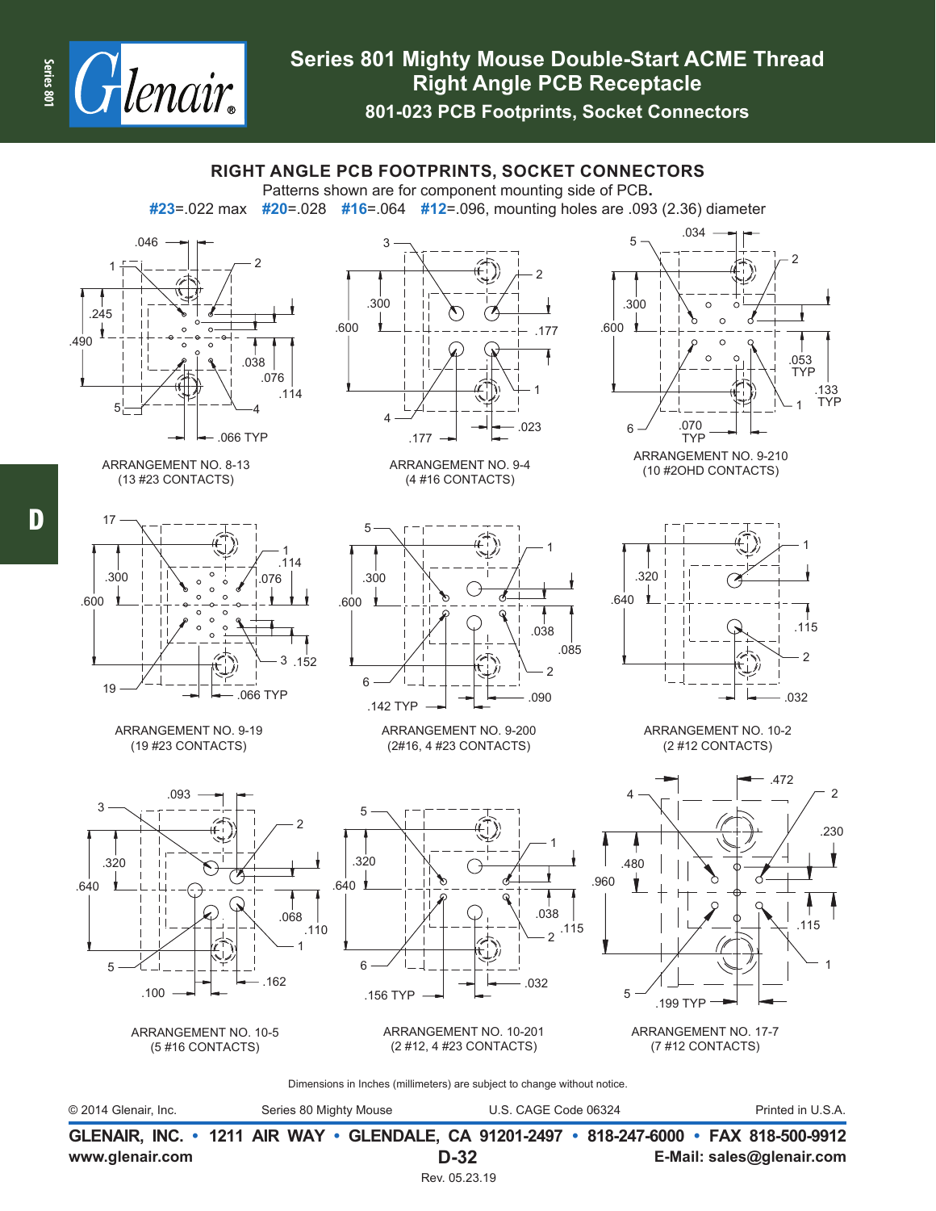# Series 801 Mighty Mouse Double-Start ACME Thread Right Angle PCB Receptacle

## 801-023 PCB Footprints, Socket Connectors

### RIGHT ANGLE PCB FOOTPRINTS, SOCKET CONNECTORS

Patterns shown are for component mounting side of PCB.

**#23**=.022 max **#20**=.028 **#16**=.064 **#12**=.096, mounting holes are .093 (2.36) diameter

.046
1
2
.245
.490
.038
.076
.114
5
4
.066 TYP

ARRANGEMENT NO. 8-13
(13 #23 CONTACTS)

3
2
.300
.600
.177
1
4
.177
.023

ARRANGEMENT NO. 9-4
(4 #16 CONTACTS)

.034
5
2
.300
.600
.053
TYP
.133
TYP
1
6
.070
TYP

ARRANGEMENT NO. 9-210
(10 #2OHD CONTACTS)

17
1
.114
.300
.076
.600
3 .152
19
.066 TYP

ARRANGEMENT NO. 9-19
(19 #23 CONTACTS)

5
1
.300
.600
.038
.085
2
6
.090
.142 TYP

ARRANGEMENT NO. 9-200
(2#16, 4 #23 CONTACTS)

1
.320
.640
.115
2
.032

ARRANGEMENT NO. 10-2
(2 #12 CONTACTS)

.093
3
2
.320
.640
.068
.110
1
5
.162
.100

ARRANGEMENT NO. 10-5
(5 #16 CONTACTS)

5
1
.320
.640
.038
.115
2
6
.032
.156 TYP

ARRANGEMENT NO. 10-201
(2 #12, 4 #23 CONTACTS)

.472
4
2
.230
.480
.960
.115
1
5
.199 TYP

ARRANGEMENT NO. 17-7
(7 #12 CONTACTS)

Dimensions in Inches (millimeters) are subject to change without notice.

© 2014 Glenair, Inc. Series 80 Mighty Mouse U.S. CAGE Code 06324 Printed in U.S.A.

**GLENAIR, INC. • 1211 AIR WAY • GLENDALE, CA 91201-2497 • 818-247-6000 • FAX 818-500-9912**

**www.glenair.com** **D-32** **E-Mail: sales@glenair.com**

Rev. 05.23.19